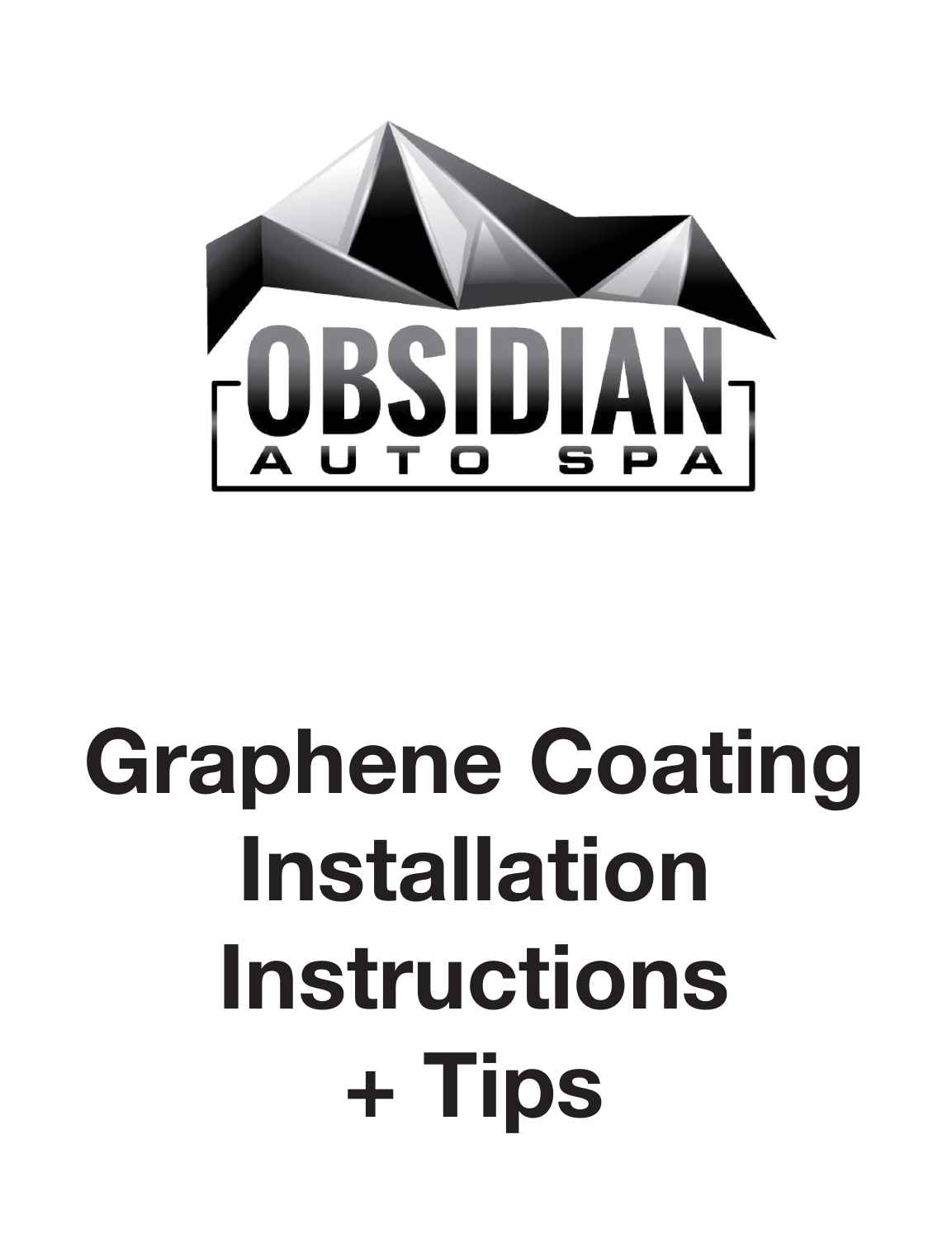OBSIDIAN

AUTO SPA

# Graphene Coating Installation Instructions + Tips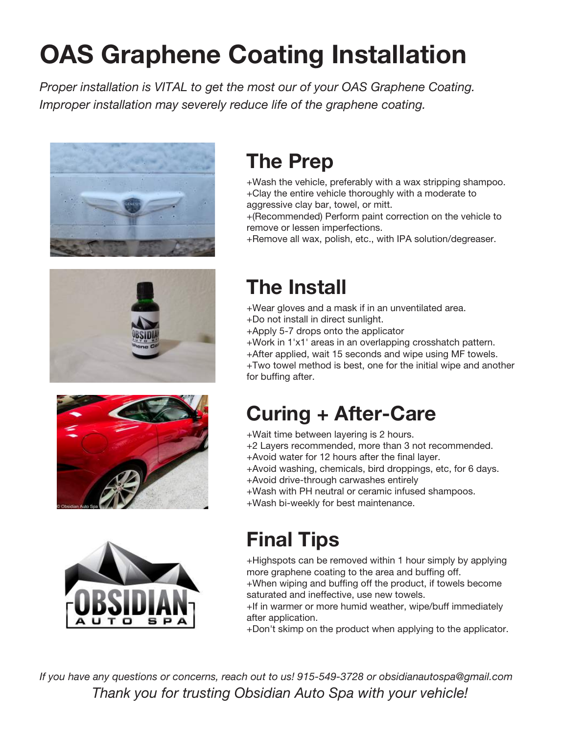# OAS Graphene Coating Installation

*Proper installation is VITAL to get the most our of your OAS Graphene Coating. Improper installation may severely reduce life of the graphene coating.*

## The Prep

+Wash the vehicle, preferably with a wax stripping shampoo.
+Clay the entire vehicle thoroughly with a moderate to aggressive clay bar, towel, or mitt.
+(Recommended) Perform paint correction on the vehicle to remove or lessen imperfections.
+Remove all wax, polish, etc., with IPA solution/degreaser.

## The Install

+Wear gloves and a mask if in an unventilated area.
+Do not install in direct sunlight.
+Apply 5-7 drops onto the applicator
+Work in 1'x1' areas in an overlapping crosshatch pattern.
+After applied, wait 15 seconds and wipe using MF towels.
+Two towel method is best, one for the initial wipe and another for buffing after.

## Curing + After-Care

+Wait time between layering is 2 hours.
+2 Layers recommended, more than 3 not recommended.
+Avoid water for 12 hours after the final layer.
+Avoid washing, chemicals, bird droppings, etc, for 6 days.
+Avoid drive-through carwashes entirely
+Wash with PH neutral or ceramic infused shampoos.
+Wash bi-weekly for best maintenance.

## Final Tips

+Highspots can be removed within 1 hour simply by applying more graphene coating to the area and buffing off.
+When wiping and buffing off the product, if towels become saturated and ineffective, use new towels.
+If in warmer or more humid weather, wipe/buff immediately after application.
+Don't skimp on the product when applying to the applicator.

*If you have any questions or concerns, reach out to us! 915-549-3728 or obsidianautospa@gmail.com*

*Thank you for trusting Obsidian Auto Spa with your vehicle!*